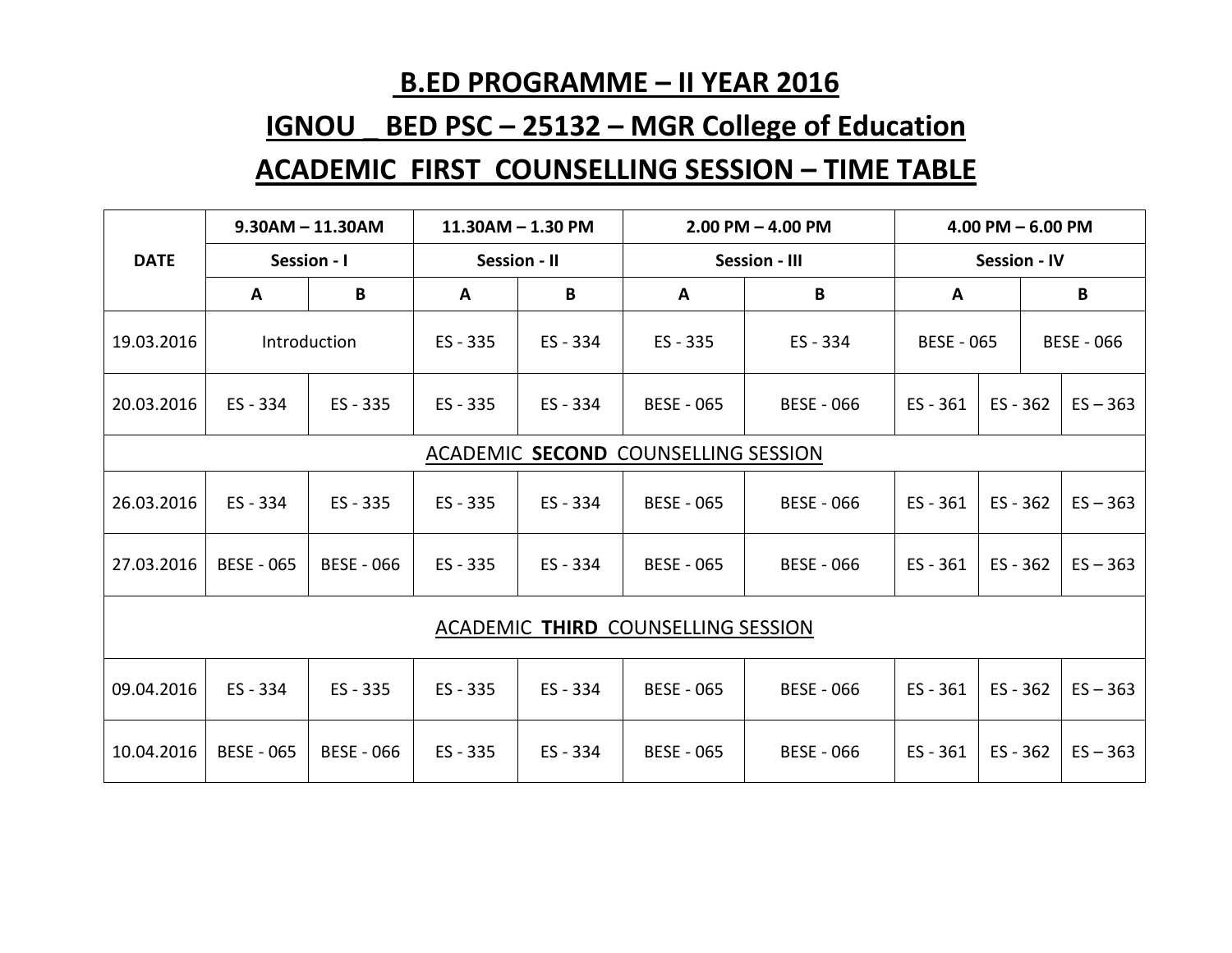# B.ED PROGRAMME – II YEAR 2016

# IGNOU _ BED PSC – 25132 – MGR College of Education

# ACADEMIC FIRST COUNSELLING SESSION – TIME TABLE

| DATE | 9.30AM – 11.30AM | | 11.30AM – 1.30 PM | | 2.00 PM – 4.00 PM | | 4.00 PM – 6.00 PM | | |
|---|---|---|---|---|---|---|---|---|---|
| | Session - I | | Session - II | | Session - III | | Session - IV | | |
| | A | B | A | B | A | B | A | | B |
| 19.03.2016 | Introduction | | ES - 335 | ES - 334 | ES - 335 | ES - 334 | BESE - 065 | | BESE - 066 |
| 20.03.2016 | ES - 334 | ES - 335 | ES - 335 | ES - 334 | BESE - 065 | BESE - 066 | ES - 361 | ES - 362 | ES – 363 |
| ACADEMIC **SECOND** COUNSELLING SESSION | | | | | | | | | |
| 26.03.2016 | ES - 334 | ES - 335 | ES - 335 | ES - 334 | BESE - 065 | BESE - 066 | ES - 361 | ES - 362 | ES – 363 |
| 27.03.2016 | BESE - 065 | BESE - 066 | ES - 335 | ES - 334 | BESE - 065 | BESE - 066 | ES - 361 | ES - 362 | ES – 363 |
| ACADEMIC **THIRD** COUNSELLING SESSION | | | | | | | | | |
| 09.04.2016 | ES - 334 | ES - 335 | ES - 335 | ES - 334 | BESE - 065 | BESE - 066 | ES - 361 | ES - 362 | ES – 363 |
| 10.04.2016 | BESE - 065 | BESE - 066 | ES - 335 | ES - 334 | BESE - 065 | BESE - 066 | ES - 361 | ES - 362 | ES – 363 |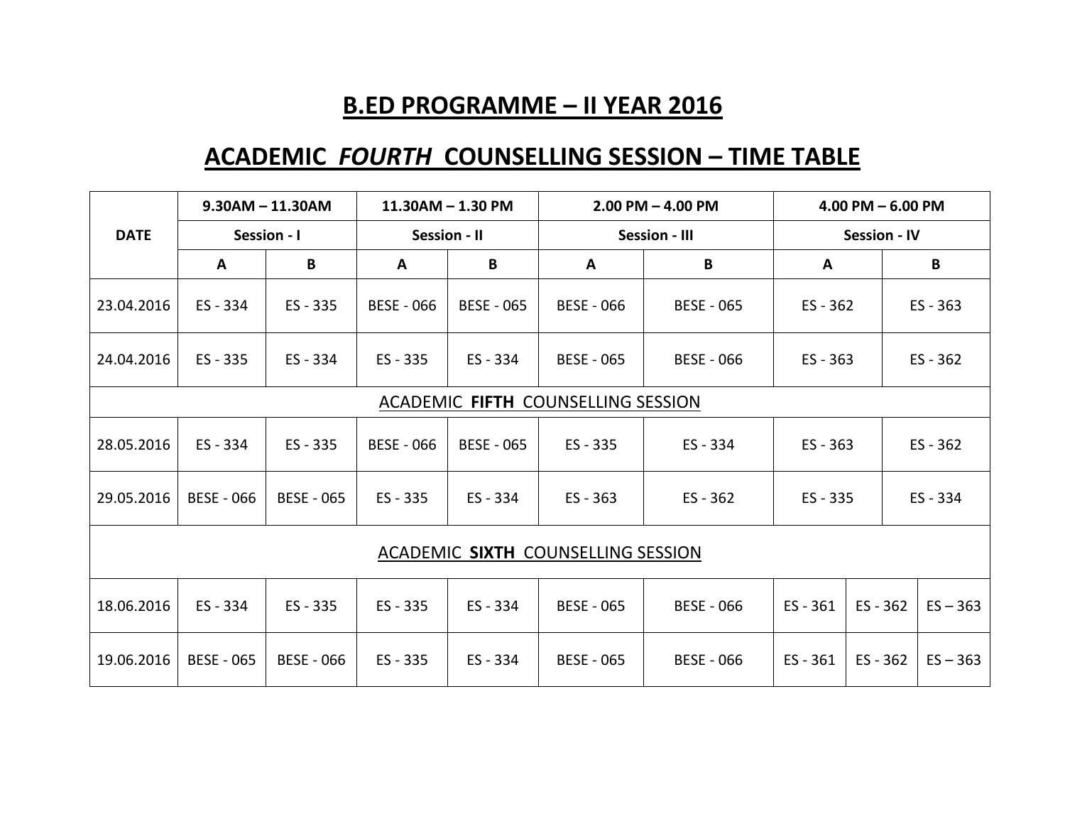# B.ED PROGRAMME – II YEAR 2016

## ACADEMIC *FOURTH* COUNSELLING SESSION – TIME TABLE

| DATE | 9.30AM – 11.30AM | | 11.30AM – 1.30 PM | | 2.00 PM – 4.00 PM | | 4.00 PM – 6.00 PM | | |
|---|---|---|---|---|---|---|---|---|---|
| | **Session - I** | | **Session - II** | | **Session - III** | | **Session - IV** | | |
| | **A** | **B** | **A** | **B** | **A** | **B** | **A** | **B** | |
| 23.04.2016 | ES - 334 | ES - 335 | BESE - 066 | BESE - 065 | BESE - 066 | BESE - 065 | ES - 362 | ES - 363 | |
| 24.04.2016 | ES - 335 | ES - 334 | ES - 335 | ES - 334 | BESE - 065 | BESE - 066 | ES - 363 | ES - 362 | |
| ACADEMIC **FIFTH** COUNSELLING SESSION | | | | | | | | | |
| 28.05.2016 | ES - 334 | ES - 335 | BESE - 066 | BESE - 065 | ES - 335 | ES - 334 | ES - 363 | ES - 362 | |
| 29.05.2016 | BESE - 066 | BESE - 065 | ES - 335 | ES - 334 | ES - 363 | ES - 362 | ES - 335 | ES - 334 | |
| ACADEMIC **SIXTH** COUNSELLING SESSION | | | | | | | | | |
| 18.06.2016 | ES - 334 | ES - 335 | ES - 335 | ES - 334 | BESE - 065 | BESE - 066 | ES - 361 | ES - 362 | ES – 363 |
| 19.06.2016 | BESE - 065 | BESE - 066 | ES - 335 | ES - 334 | BESE - 065 | BESE - 066 | ES - 361 | ES - 362 | ES – 363 |